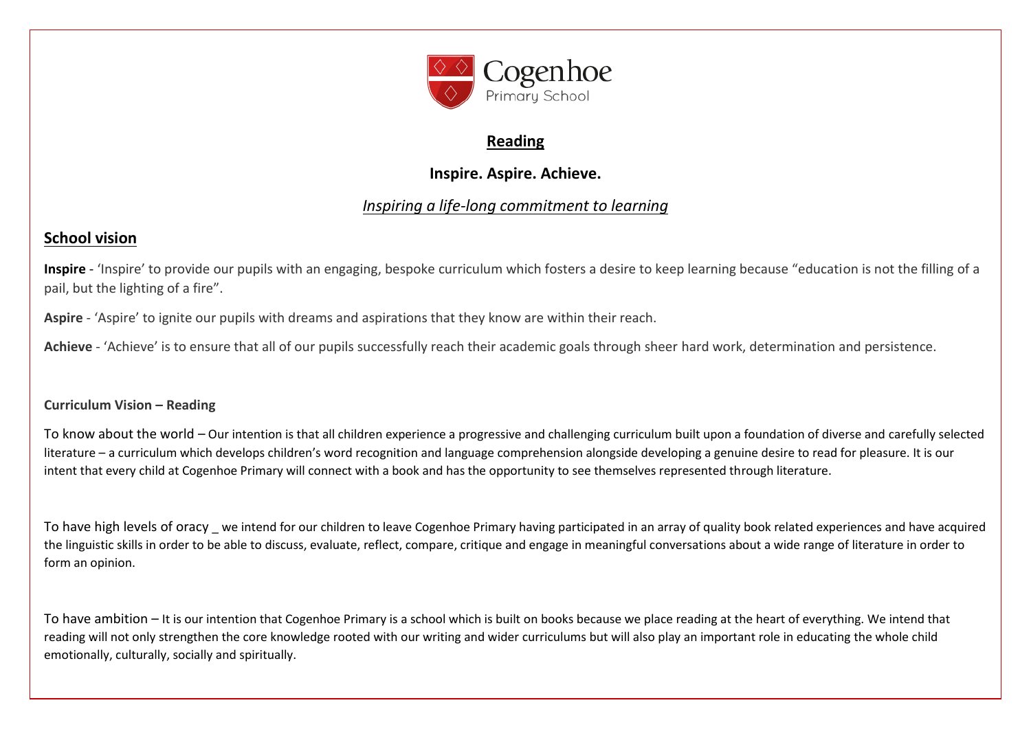Cogenhoe
Primary School

# Reading

**Inspire. Aspire. Achieve.**

*Inspiring a life-long commitment to learning*

## School vision

**Inspire** - 'Inspire' to provide our pupils with an engaging, bespoke curriculum which fosters a desire to keep learning because "education is not the filling of a pail, but the lighting of a fire".

**Aspire** - 'Aspire' to ignite our pupils with dreams and aspirations that they know are within their reach.

**Achieve** - 'Achieve' is to ensure that all of our pupils successfully reach their academic goals through sheer hard work, determination and persistence.

**Curriculum Vision – Reading**

To know about the world – Our intention is that all children experience a progressive and challenging curriculum built upon a foundation of diverse and carefully selected literature – a curriculum which develops children's word recognition and language comprehension alongside developing a genuine desire to read for pleasure. It is our intent that every child at Cogenhoe Primary will connect with a book and has the opportunity to see themselves represented through literature.

To have high levels of oracy _ we intend for our children to leave Cogenhoe Primary having participated in an array of quality book related experiences and have acquired the linguistic skills in order to be able to discuss, evaluate, reflect, compare, critique and engage in meaningful conversations about a wide range of literature in order to form an opinion.

To have ambition – It is our intention that Cogenhoe Primary is a school which is built on books because we place reading at the heart of everything. We intend that reading will not only strengthen the core knowledge rooted with our writing and wider curriculums but will also play an important role in educating the whole child emotionally, culturally, socially and spiritually.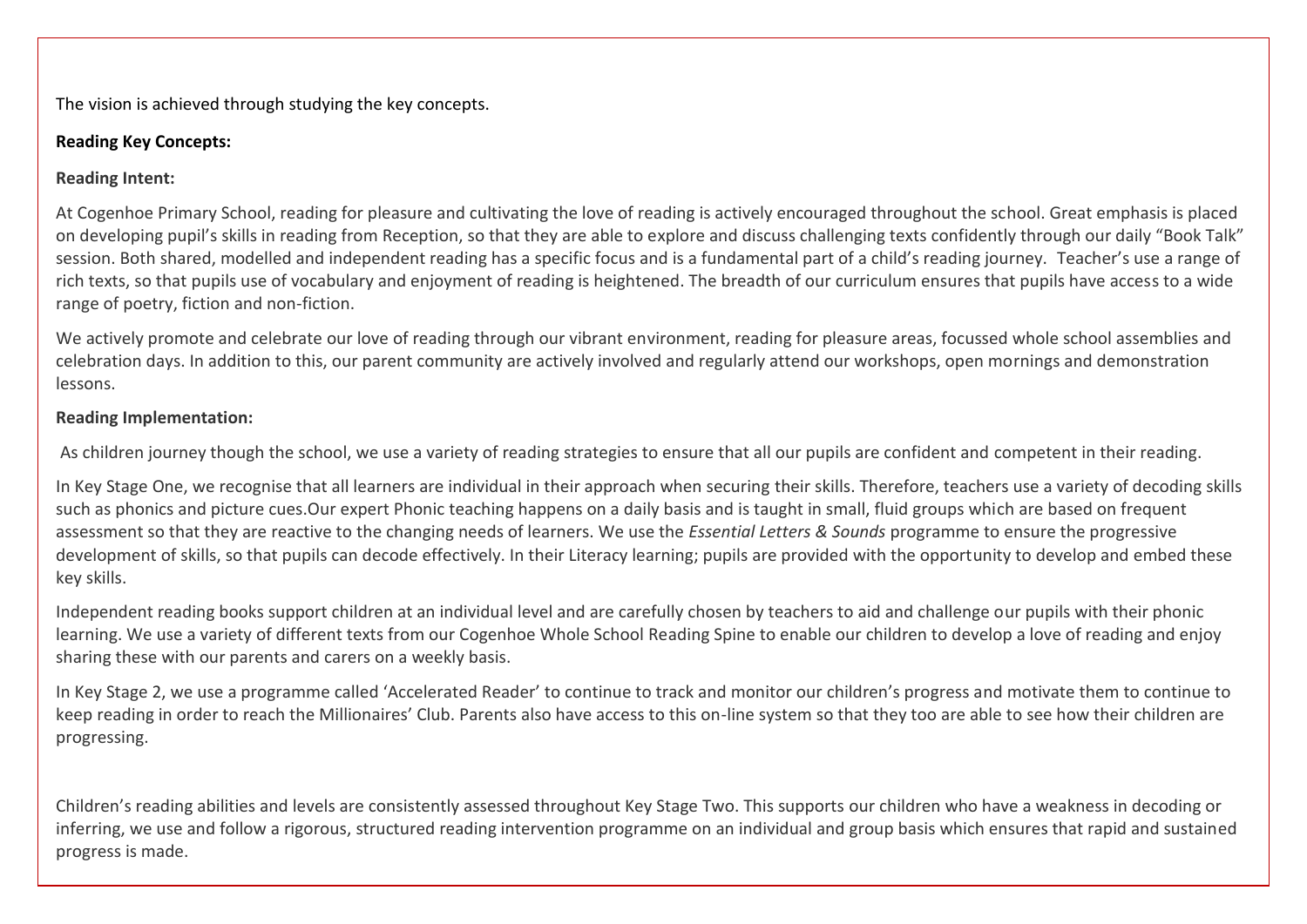The vision is achieved through studying the key concepts.

**Reading Key Concepts:**

**Reading Intent:**

At Cogenhoe Primary School, reading for pleasure and cultivating the love of reading is actively encouraged throughout the school. Great emphasis is placed on developing pupil's skills in reading from Reception, so that they are able to explore and discuss challenging texts confidently through our daily "Book Talk" session. Both shared, modelled and independent reading has a specific focus and is a fundamental part of a child's reading journey. Teacher's use a range of rich texts, so that pupils use of vocabulary and enjoyment of reading is heightened. The breadth of our curriculum ensures that pupils have access to a wide range of poetry, fiction and non-fiction.

We actively promote and celebrate our love of reading through our vibrant environment, reading for pleasure areas, focussed whole school assemblies and celebration days. In addition to this, our parent community are actively involved and regularly attend our workshops, open mornings and demonstration lessons.

**Reading Implementation:**

As children journey though the school, we use a variety of reading strategies to ensure that all our pupils are confident and competent in their reading.

In Key Stage One, we recognise that all learners are individual in their approach when securing their skills. Therefore, teachers use a variety of decoding skills such as phonics and picture cues.Our expert Phonic teaching happens on a daily basis and is taught in small, fluid groups which are based on frequent assessment so that they are reactive to the changing needs of learners. We use the *Essential Letters & Sounds* programme to ensure the progressive development of skills, so that pupils can decode effectively. In their Literacy learning; pupils are provided with the opportunity to develop and embed these key skills.

Independent reading books support children at an individual level and are carefully chosen by teachers to aid and challenge our pupils with their phonic learning. We use a variety of different texts from our Cogenhoe Whole School Reading Spine to enable our children to develop a love of reading and enjoy sharing these with our parents and carers on a weekly basis.

In Key Stage 2, we use a programme called 'Accelerated Reader' to continue to track and monitor our children's progress and motivate them to continue to keep reading in order to reach the Millionaires' Club. Parents also have access to this on-line system so that they too are able to see how their children are progressing.

Children's reading abilities and levels are consistently assessed throughout Key Stage Two. This supports our children who have a weakness in decoding or inferring, we use and follow a rigorous, structured reading intervention programme on an individual and group basis which ensures that rapid and sustained progress is made.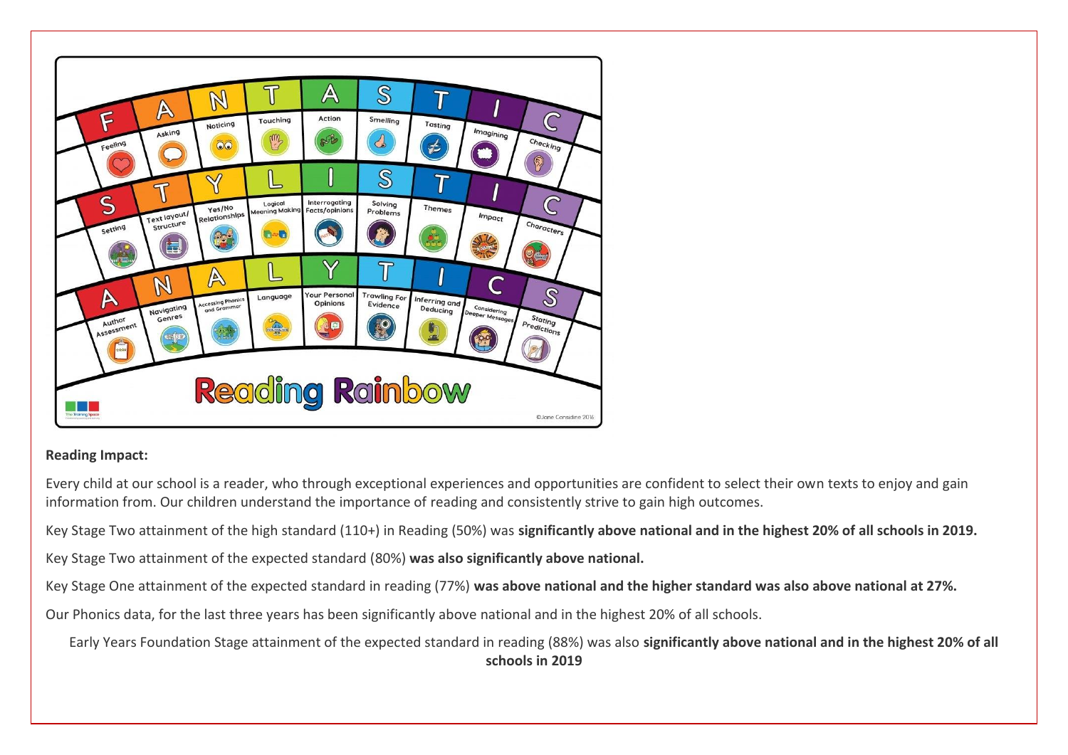**Reading Impact:**

Every child at our school is a reader, who through exceptional experiences and opportunities are confident to select their own texts to enjoy and gain information from. Our children understand the importance of reading and consistently strive to gain high outcomes.

Key Stage Two attainment of the high standard (110+) in Reading (50%) was **significantly above national and in the highest 20% of all schools in 2019.**

Key Stage Two attainment of the expected standard (80%) **was also significantly above national.**

Key Stage One attainment of the expected standard in reading (77%) **was above national and the higher standard was also above national at 27%.**

Our Phonics data, for the last three years has been significantly above national and in the highest 20% of all schools.

Early Years Foundation Stage attainment of the expected standard in reading (88%) was also **significantly above national and in the highest 20% of all schools in 2019**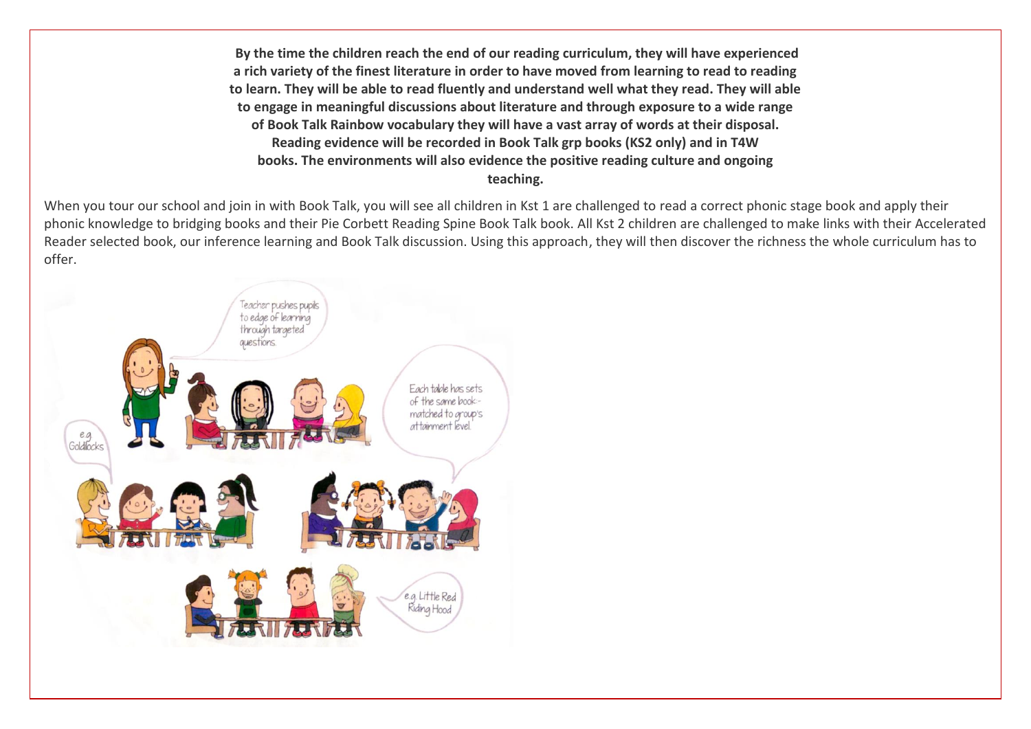**By the time the children reach the end of our reading curriculum, they will have experienced a rich variety of the finest literature in order to have moved from learning to read to reading to learn. They will be able to read fluently and understand well what they read. They will able to engage in meaningful discussions about literature and through exposure to a wide range of Book Talk Rainbow vocabulary they will have a vast array of words at their disposal. Reading evidence will be recorded in Book Talk grp books (KS2 only) and in T4W books. The environments will also evidence the positive reading culture and ongoing teaching.**

When you tour our school and join in with Book Talk, you will see all children in Kst 1 are challenged to read a correct phonic stage book and apply their phonic knowledge to bridging books and their Pie Corbett Reading Spine Book Talk book. All Kst 2 children are challenged to make links with their Accelerated Reader selected book, our inference learning and Book Talk discussion. Using this approach, they will then discover the richness the whole curriculum has to offer.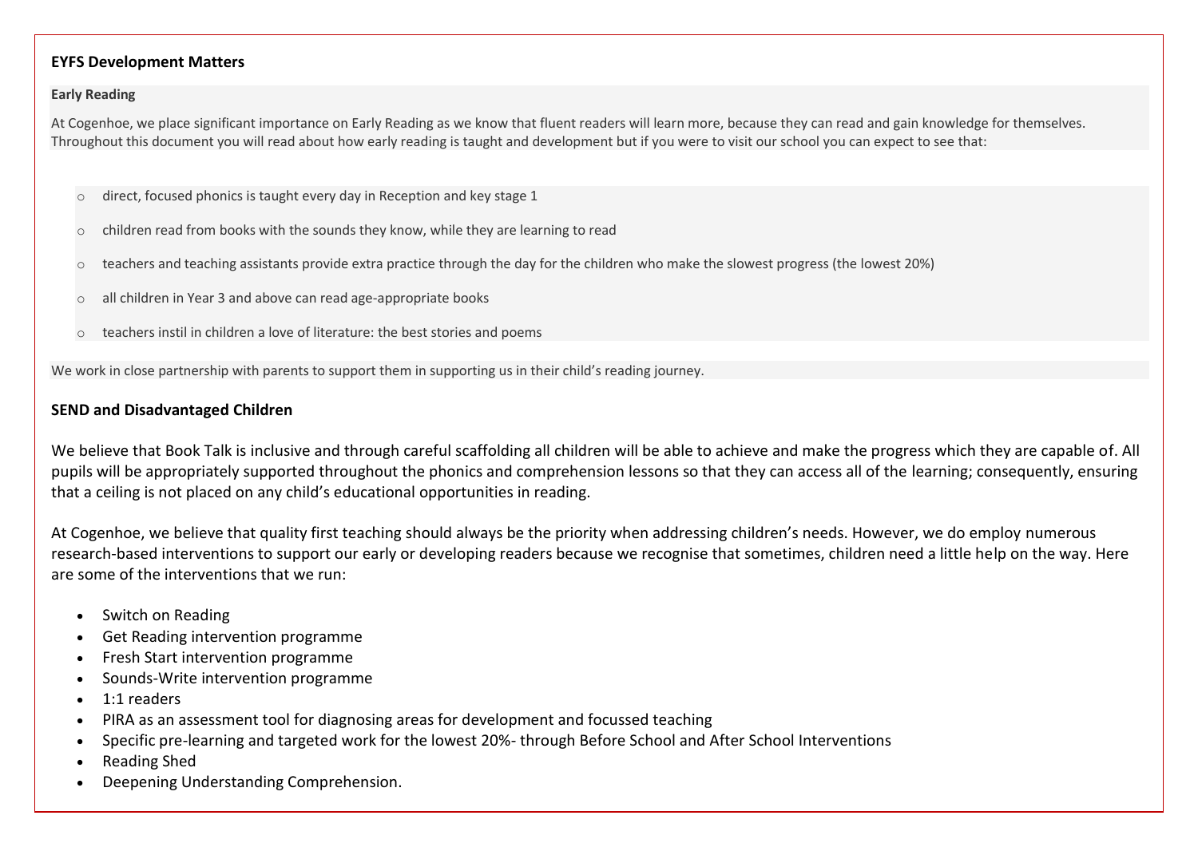## EYFS Development Matters

### Early Reading

At Cogenhoe, we place significant importance on Early Reading as we know that fluent readers will learn more, because they can read and gain knowledge for themselves. Throughout this document you will read about how early reading is taught and development but if you were to visit our school you can expect to see that:

- direct, focused phonics is taught every day in Reception and key stage 1
- children read from books with the sounds they know, while they are learning to read
- teachers and teaching assistants provide extra practice through the day for the children who make the slowest progress (the lowest 20%)
- all children in Year 3 and above can read age-appropriate books
- teachers instil in children a love of literature: the best stories and poems

We work in close partnership with parents to support them in supporting us in their child's reading journey.

## SEND and Disadvantaged Children

We believe that Book Talk is inclusive and through careful scaffolding all children will be able to achieve and make the progress which they are capable of. All pupils will be appropriately supported throughout the phonics and comprehension lessons so that they can access all of the learning; consequently, ensuring that a ceiling is not placed on any child's educational opportunities in reading.

At Cogenhoe, we believe that quality first teaching should always be the priority when addressing children's needs. However, we do employ numerous research-based interventions to support our early or developing readers because we recognise that sometimes, children need a little help on the way. Here are some of the interventions that we run:

- Switch on Reading
- Get Reading intervention programme
- Fresh Start intervention programme
- Sounds-Write intervention programme
- 1:1 readers
- PIRA as an assessment tool for diagnosing areas for development and focussed teaching
- Specific pre-learning and targeted work for the lowest 20%- through Before School and After School Interventions
- Reading Shed
- Deepening Understanding Comprehension.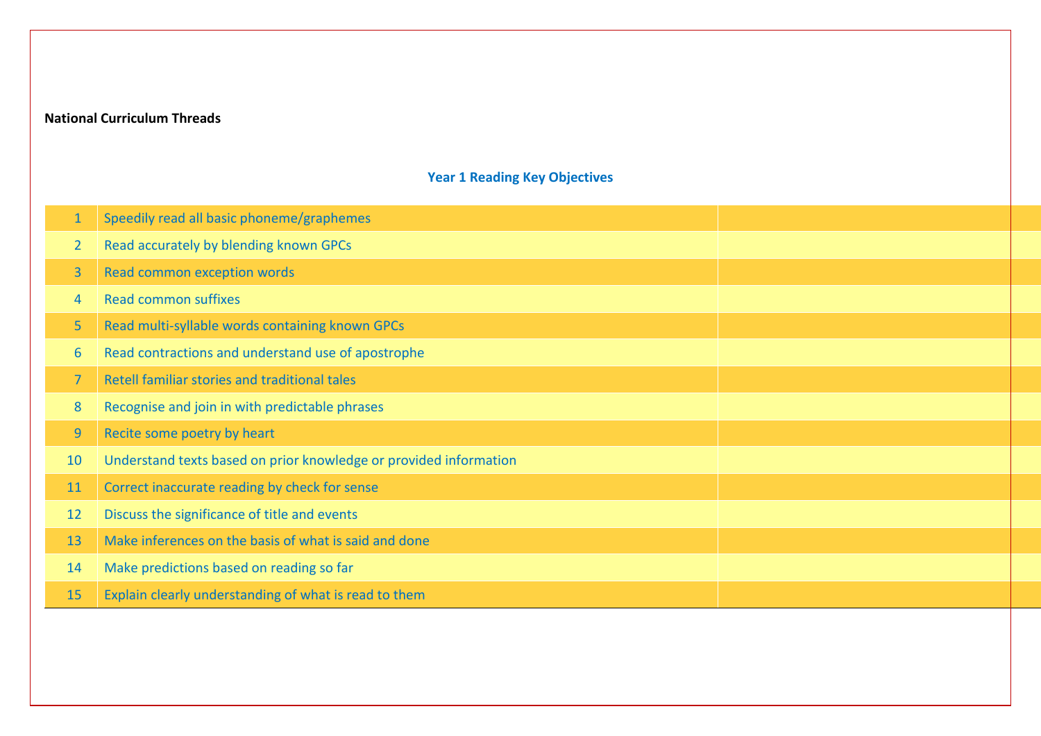**National Curriculum Threads**

## Year 1 Reading Key Objectives

| | | |
|---|---|---|
| 1 | Speedily read all basic phoneme/graphemes | |
| 2 | Read accurately by blending known GPCs | |
| 3 | Read common exception words | |
| 4 | Read common suffixes | |
| 5 | Read multi-syllable words containing known GPCs | |
| 6 | Read contractions and understand use of apostrophe | |
| 7 | Retell familiar stories and traditional tales | |
| 8 | Recognise and join in with predictable phrases | |
| 9 | Recite some poetry by heart | |
| 10 | Understand texts based on prior knowledge or provided information | |
| 11 | Correct inaccurate reading by check for sense | |
| 12 | Discuss the significance of title and events | |
| 13 | Make inferences on the basis of what is said and done | |
| 14 | Make predictions based on reading so far | |
| 15 | Explain clearly understanding of what is read to them | |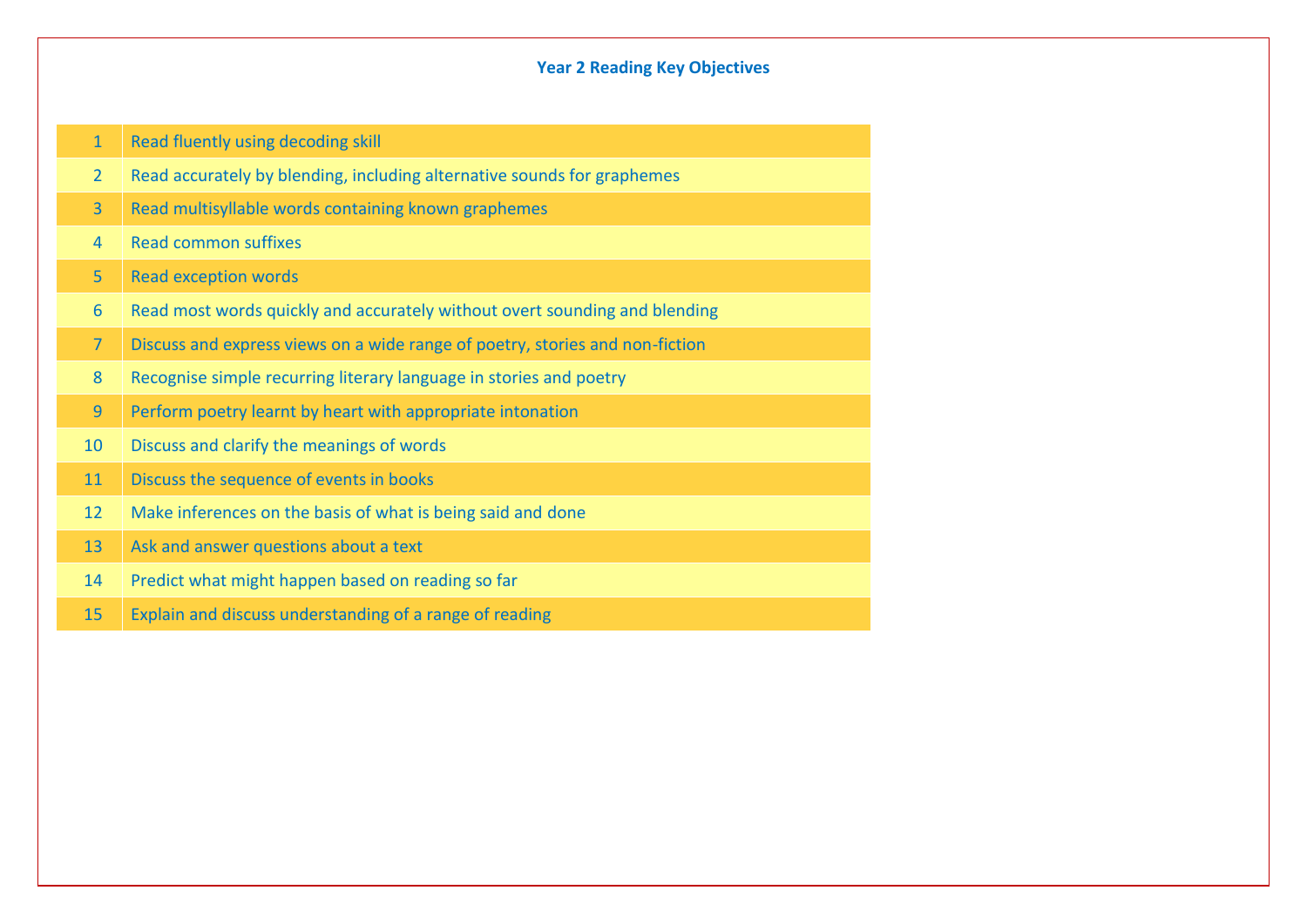# Year 2 Reading Key Objectives

| | |
|---|---|
| 1 | Read fluently using decoding skill |
| 2 | Read accurately by blending, including alternative sounds for graphemes |
| 3 | Read multisyllable words containing known graphemes |
| 4 | Read common suffixes |
| 5 | Read exception words |
| 6 | Read most words quickly and accurately without overt sounding and blending |
| 7 | Discuss and express views on a wide range of poetry, stories and non-fiction |
| 8 | Recognise simple recurring literary language in stories and poetry |
| 9 | Perform poetry learnt by heart with appropriate intonation |
| 10 | Discuss and clarify the meanings of words |
| 11 | Discuss the sequence of events in books |
| 12 | Make inferences on the basis of what is being said and done |
| 13 | Ask and answer questions about a text |
| 14 | Predict what might happen based on reading so far |
| 15 | Explain and discuss understanding of a range of reading |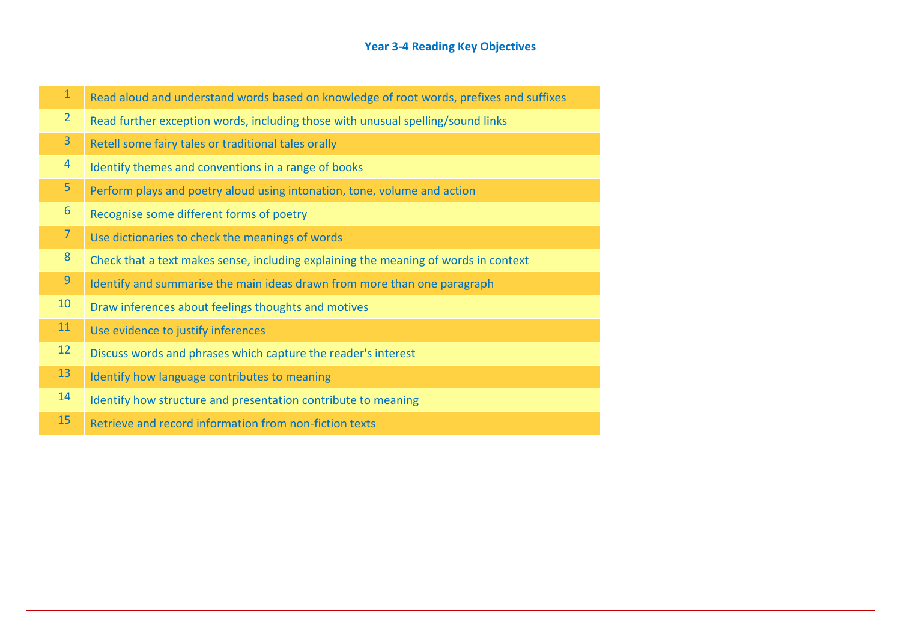### Year 3-4 Reading Key Objectives

| | |
|---|---|
| 1 | Read aloud and understand words based on knowledge of root words, prefixes and suffixes |
| 2 | Read further exception words, including those with unusual spelling/sound links |
| 3 | Retell some fairy tales or traditional tales orally |
| 4 | Identify themes and conventions in a range of books |
| 5 | Perform plays and poetry aloud using intonation, tone, volume and action |
| 6 | Recognise some different forms of poetry |
| 7 | Use dictionaries to check the meanings of words |
| 8 | Check that a text makes sense, including explaining the meaning of words in context |
| 9 | Identify and summarise the main ideas drawn from more than one paragraph |
| 10 | Draw inferences about feelings thoughts and motives |
| 11 | Use evidence to justify inferences |
| 12 | Discuss words and phrases which capture the reader's interest |
| 13 | Identify how language contributes to meaning |
| 14 | Identify how structure and presentation contribute to meaning |
| 15 | Retrieve and record information from non-fiction texts |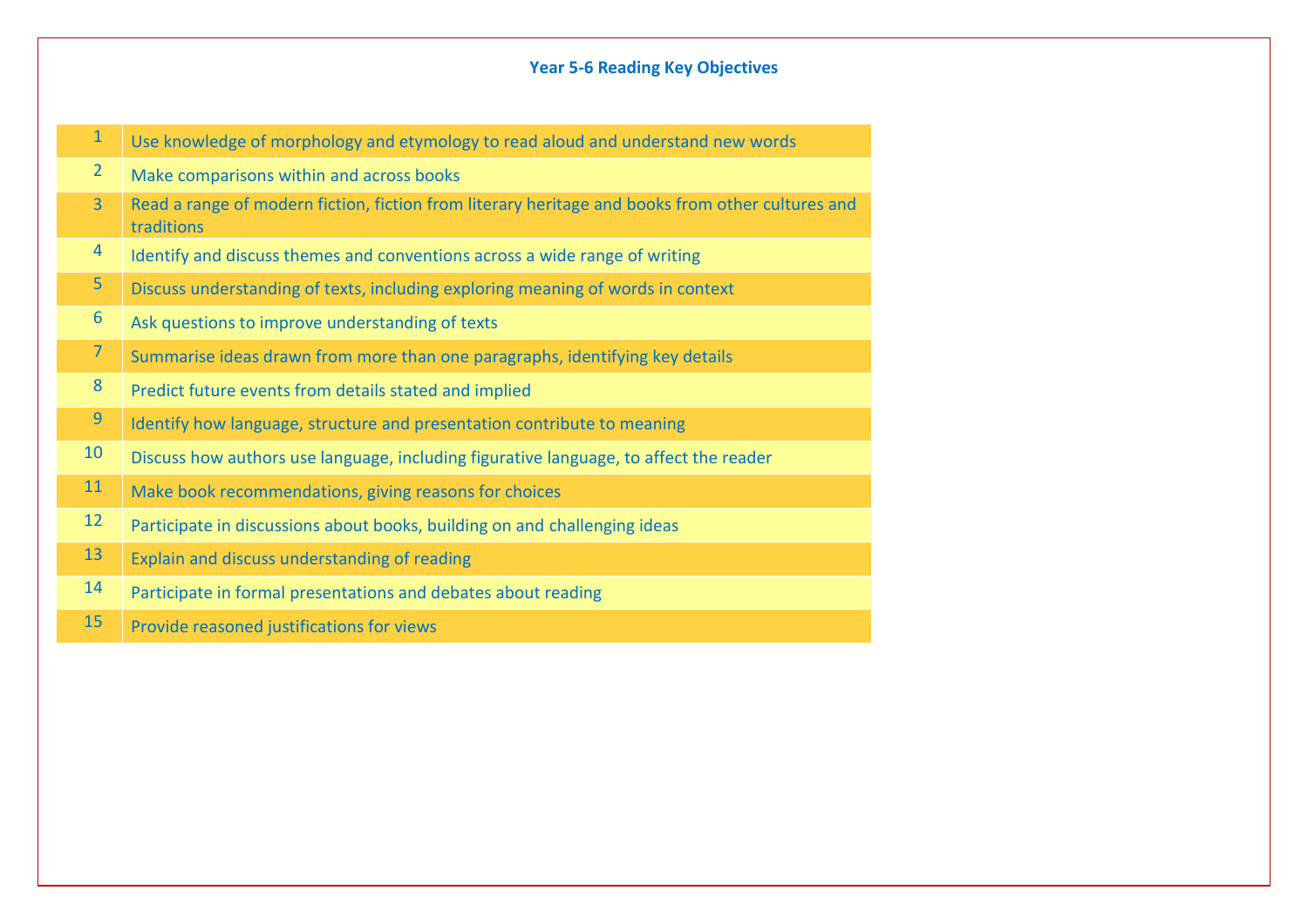# Year 5-6 Reading Key Objectives

| | |
|---|---|
| 1 | Use knowledge of morphology and etymology to read aloud and understand new words |
| 2 | Make comparisons within and across books |
| 3 | Read a range of modern fiction, fiction from literary heritage and books from other cultures and traditions |
| 4 | Identify and discuss themes and conventions across a wide range of writing |
| 5 | Discuss understanding of texts, including exploring meaning of words in context |
| 6 | Ask questions to improve understanding of texts |
| 7 | Summarise ideas drawn from more than one paragraphs, identifying key details |
| 8 | Predict future events from details stated and implied |
| 9 | Identify how language, structure and presentation contribute to meaning |
| 10 | Discuss how authors use language, including figurative language, to affect the reader |
| 11 | Make book recommendations, giving reasons for choices |
| 12 | Participate in discussions about books, building on and challenging ideas |
| 13 | Explain and discuss understanding of reading |
| 14 | Participate in formal presentations and debates about reading |
| 15 | Provide reasoned justifications for views |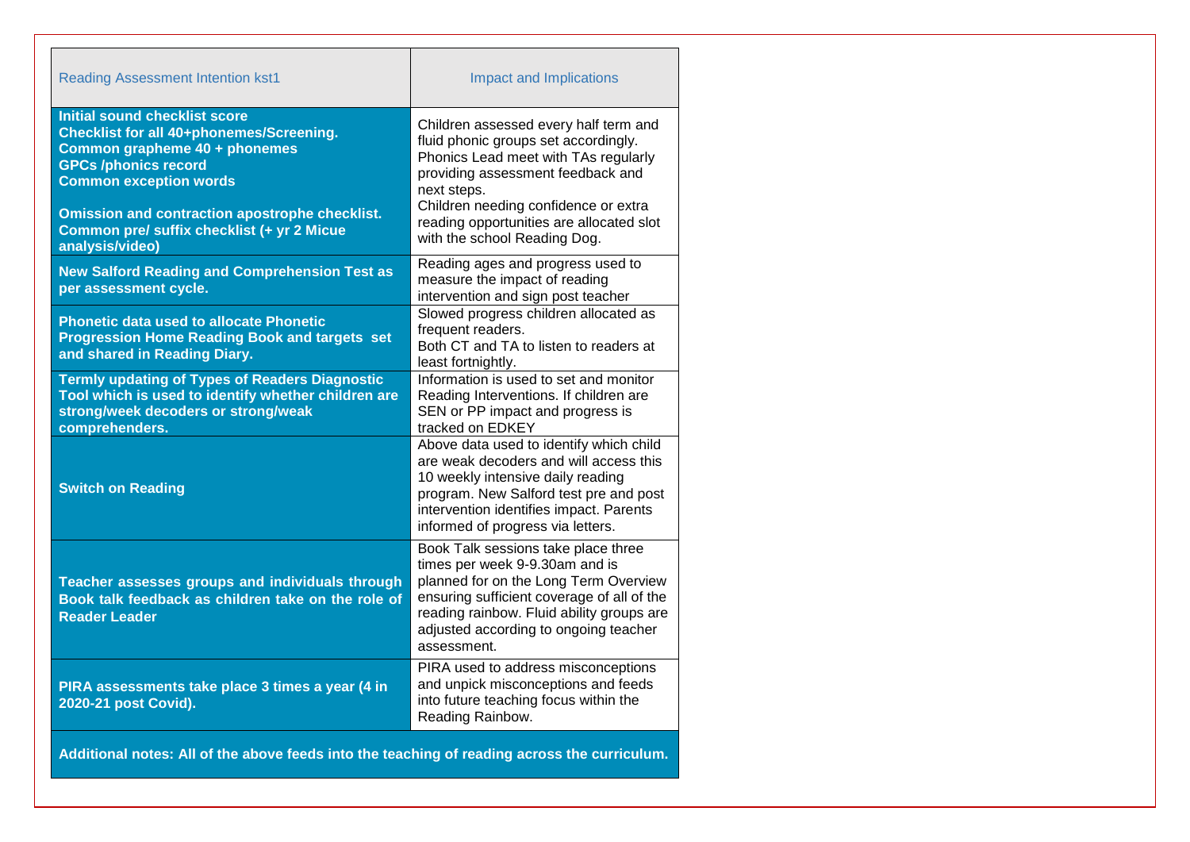| Reading Assessment Intention kst1 | Impact and Implications |
|---|---|
| **Initial sound checklist score**<br>**Checklist for all 40+phonemes/Screening.**<br>**Common grapheme 40 + phonemes**<br>**GPCs /phonics record**<br>**Common exception words**<br><br>**Omission and contraction apostrophe checklist.**<br>**Common pre/ suffix checklist (+ yr 2 Micue analysis/video)** | Children assessed every half term and fluid phonic groups set accordingly.<br>Phonics Lead meet with TAs regularly providing assessment feedback and next steps.<br>Children needing confidence or extra reading opportunities are allocated slot with the school Reading Dog. |
| **New Salford Reading and Comprehension Test as per assessment cycle.** | Reading ages and progress used to measure the impact of reading intervention and sign post teacher |
| **Phonetic data used to allocate Phonetic Progression Home Reading Book and targets set and shared in Reading Diary.** | Slowed progress children allocated as frequent readers.<br>Both CT and TA to listen to readers at least fortnightly. |
| **Termly updating of Types of Readers Diagnostic Tool which is used to identify whether children are strong/week decoders or strong/weak comprehenders.** | Information is used to set and monitor Reading Interventions. If children are SEN or PP impact and progress is tracked on EDKEY |
| **Switch on Reading** | Above data used to identify which child are weak decoders and will access this 10 weekly intensive daily reading program. New Salford test pre and post intervention identifies impact. Parents informed of progress via letters. |
| **Teacher assesses groups and individuals through Book talk feedback as children take on the role of Reader Leader** | Book Talk sessions take place three times per week 9-9.30am and is planned for on the Long Term Overview ensuring sufficient coverage of all of the reading rainbow. Fluid ability groups are adjusted according to ongoing teacher assessment. |
| **PIRA assessments take place 3 times a year (4 in 2020-21 post Covid).** | PIRA used to address misconceptions and unpick misconceptions and feeds into future teaching focus within the Reading Rainbow. |
| **Additional notes: All of the above feeds into the teaching of reading across the curriculum.** | |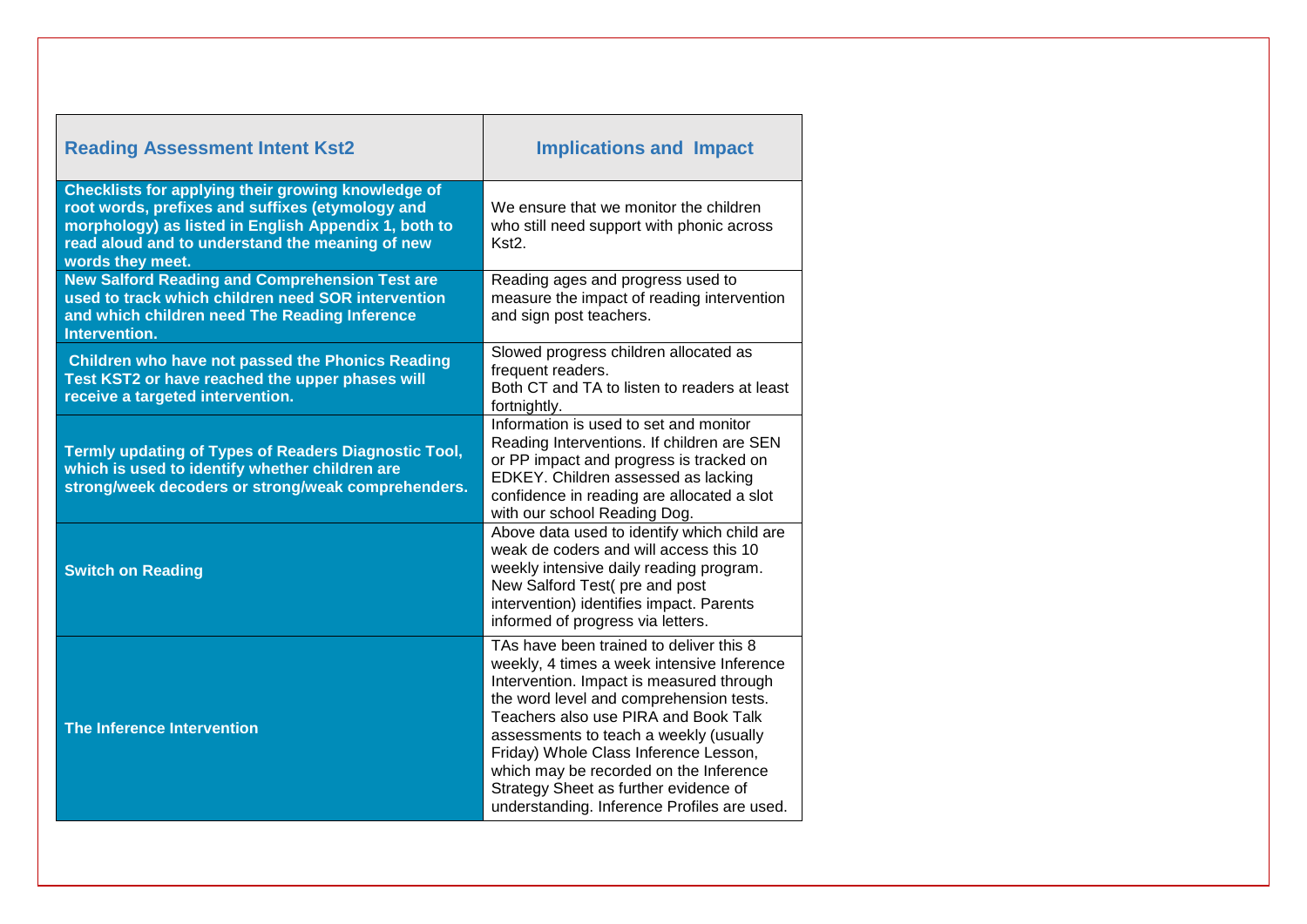| Reading Assessment Intent Kst2 | Implications and Impact |
|---|---|
| **Checklists for applying their growing knowledge of root words, prefixes and suffixes (etymology and morphology) as listed in English Appendix 1, both to read aloud and to understand the meaning of new words they meet.** | We ensure that we monitor the children who still need support with phonic across Kst2. |
| **New Salford Reading and Comprehension Test are used to track which children need SOR intervention and which children need The Reading Inference Intervention.** | Reading ages and progress used to measure the impact of reading intervention and sign post teachers. |
| **Children who have not passed the Phonics Reading Test KST2 or have reached the upper phases will receive a targeted intervention.** | Slowed progress children allocated as frequent readers. Both CT and TA to listen to readers at least fortnightly. |
| **Termly updating of Types of Readers Diagnostic Tool, which is used to identify whether children are strong/week decoders or strong/weak comprehenders.** | Information is used to set and monitor Reading Interventions. If children are SEN or PP impact and progress is tracked on EDKEY. Children assessed as lacking confidence in reading are allocated a slot with our school Reading Dog. |
| **Switch on Reading** | Above data used to identify which child are weak de coders and will access this 10 weekly intensive daily reading program. New Salford Test( pre and post intervention) identifies impact. Parents informed of progress via letters. |
| **The Inference Intervention** | TAs have been trained to deliver this 8 weekly, 4 times a week intensive Inference Intervention. Impact is measured through the word level and comprehension tests. Teachers also use PIRA and Book Talk assessments to teach a weekly (usually Friday) Whole Class Inference Lesson, which may be recorded on the Inference Strategy Sheet as further evidence of understanding. Inference Profiles are used. |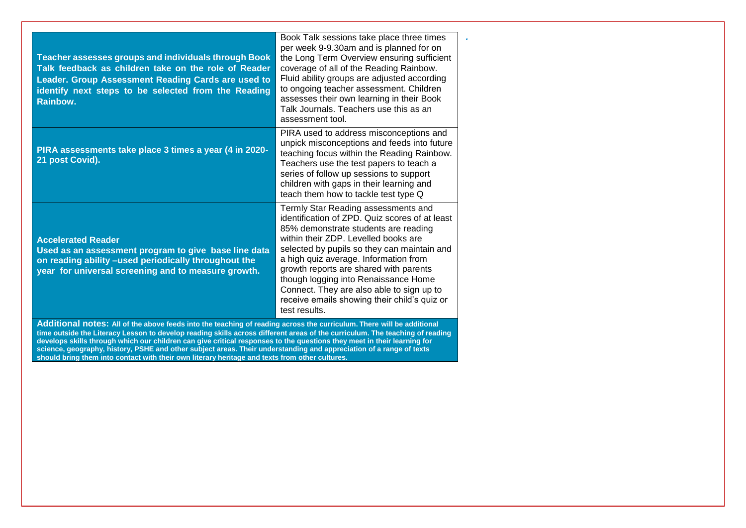| | |
|---|---|
| **Teacher assesses groups and individuals through Book Talk feedback as children take on the role of Reader Leader. Group Assessment Reading Cards are used to identify next steps to be selected from the Reading Rainbow.** | Book Talk sessions take place three times per week 9-9.30am and is planned for on the Long Term Overview ensuring sufficient coverage of all of the Reading Rainbow. Fluid ability groups are adjusted according to ongoing teacher assessment. Children assesses their own learning in their Book Talk Journals. Teachers use this as an assessment tool. |
| **PIRA assessments take place 3 times a year (4 in 2020-21 post Covid).** | PIRA used to address misconceptions and unpick misconceptions and feeds into future teaching focus within the Reading Rainbow. Teachers use the test papers to teach a series of follow up sessions to support children with gaps in their learning and teach them how to tackle test type Q |
| **Accelerated Reader**<br>**Used as an assessment program to give base line data on reading ability –used periodically throughout the year for universal screening and to measure growth.** | Termly Star Reading assessments and identification of ZPD. Quiz scores of at least 85% demonstrate students are reading within their ZDP. Levelled books are selected by pupils so they can maintain and a high quiz average. Information from growth reports are shared with parents though logging into Renaissance Home Connect. They are also able to sign up to receive emails showing their child's quiz or test results. |

**Additional notes: All of the above feeds into the teaching of reading across the curriculum. There will be additional time outside the Literacy Lesson to develop reading skills across different areas of the curriculum. The teaching of reading develops skills through which our children can give critical responses to the questions they meet in their learning for science, geography, history, PSHE and other subject areas. Their understanding and appreciation of a range of texts should bring them into contact with their own literary heritage and texts from other cultures.**